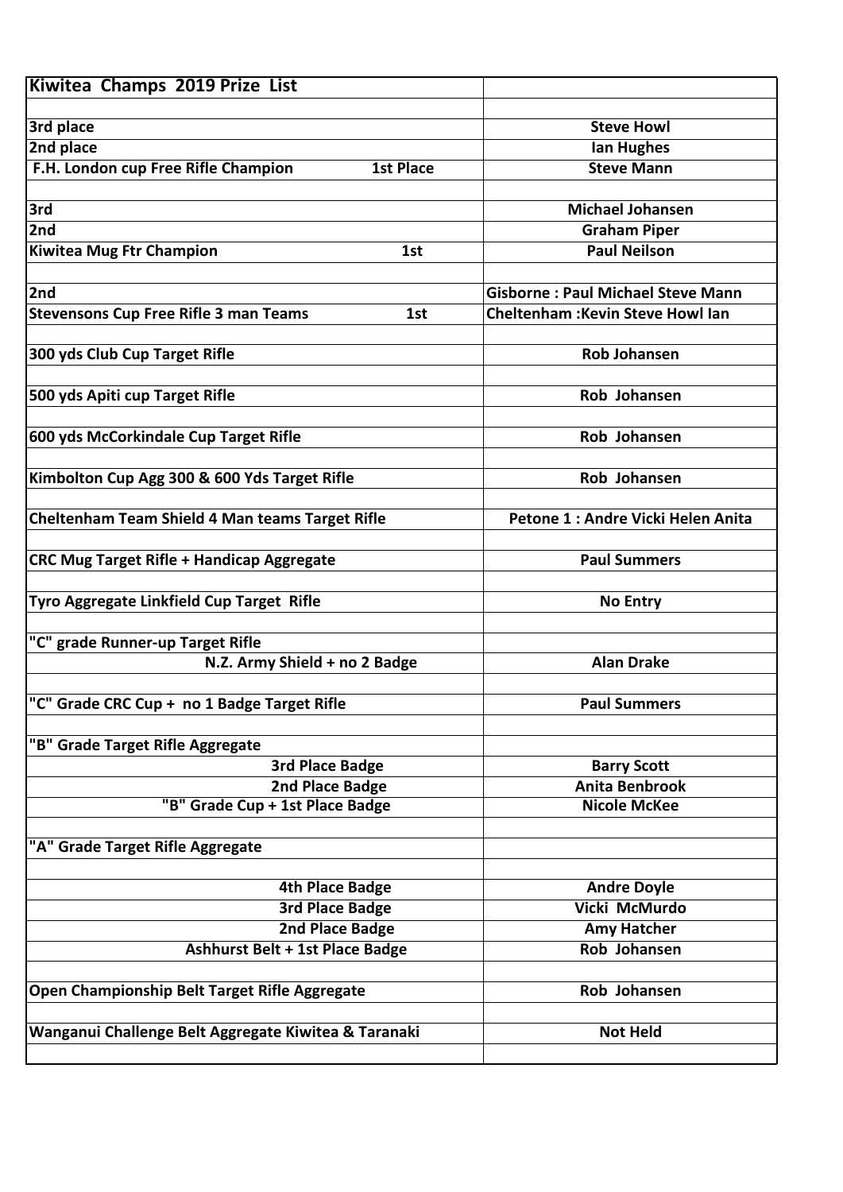| Kiwitea Champs 2019 Prize List | | |
|---|---|---|
| | | |
| 3rd place | | Steve Howl |
| 2nd place | | Ian Hughes |
| F.H. London cup Free Rifle Champion | 1st Place | Steve Mann |
| | | |
| 3rd | | Michael Johansen |
| 2nd | | Graham Piper |
| Kiwitea Mug Ftr Champion | 1st | Paul Neilson |
| | | |
| 2nd | | Gisborne : Paul Michael Steve Mann |
| Stevensons Cup Free Rifle 3 man Teams | 1st | Cheltenham :Kevin Steve Howl Ian |
| | | |
| 300 yds Club Cup Target Rifle | | Rob Johansen |
| | | |
| 500 yds Apiti cup Target Rifle | | Rob Johansen |
| | | |
| 600 yds McCorkindale Cup Target Rifle | | Rob Johansen |
| | | |
| Kimbolton Cup Agg 300 & 600 Yds Target Rifle | | Rob Johansen |
| | | |
| Cheltenham Team Shield 4 Man teams Target Rifle | | Petone 1 : Andre Vicki Helen Anita |
| | | |
| CRC Mug Target Rifle + Handicap Aggregate | | Paul Summers |
| | | |
| Tyro Aggregate Linkfield Cup Target Rifle | | No Entry |
| | | |
| "C" grade Runner-up Target Rifle | | |
| N.Z. Army Shield + no 2 Badge | | Alan Drake |
| | | |
| "C" Grade CRC Cup + no 1 Badge Target Rifle | | Paul Summers |
| | | |
| "B" Grade Target Rifle Aggregate | | |
| 3rd Place Badge | | Barry Scott |
| 2nd Place Badge | | Anita Benbrook |
| "B" Grade Cup + 1st Place Badge | | Nicole McKee |
| | | |
| "A" Grade Target Rifle Aggregate | | |
| | | |
| 4th Place Badge | | Andre Doyle |
| 3rd Place Badge | | Vicki McMurdo |
| 2nd Place Badge | | Amy Hatcher |
| Ashhurst Belt + 1st Place Badge | | Rob Johansen |
| | | |
| Open Championship Belt Target Rifle Aggregate | | Rob Johansen |
| | | |
| Wanganui Challenge Belt Aggregate Kiwitea & Taranaki | | Not Held |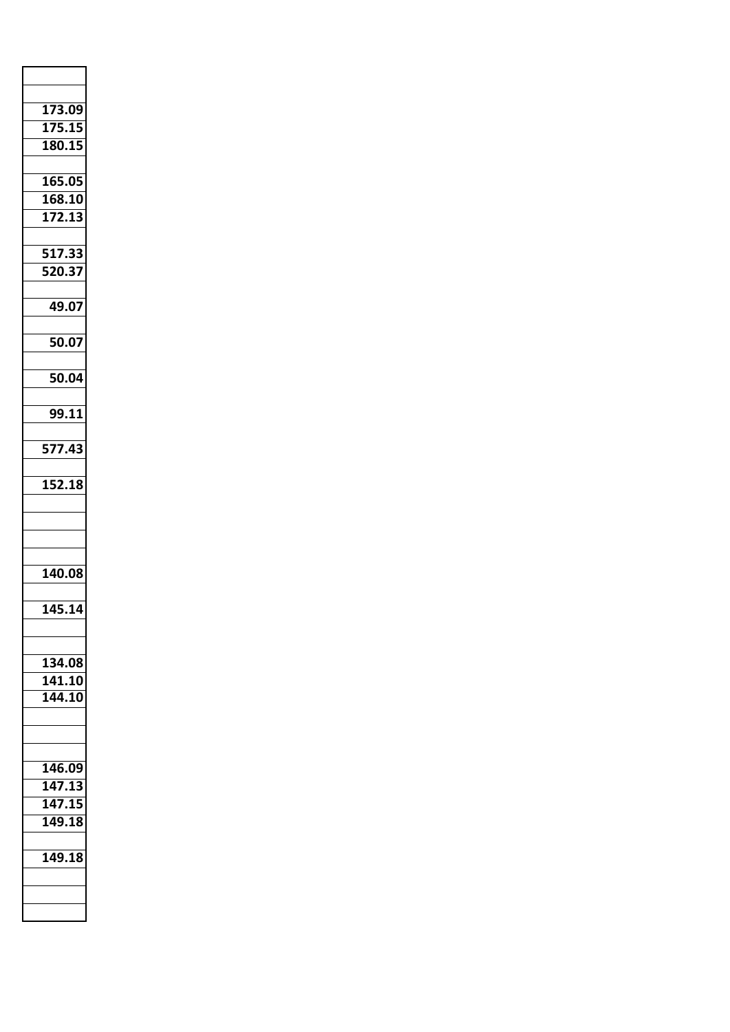| |
|---|
| |
| 173.09 |
| 175.15 |
| 180.15 |
| |
| 165.05 |
| 168.10 |
| 172.13 |
| |
| 517.33 |
| 520.37 |
| |
| 49.07 |
| |
| 50.07 |
| |
| 50.04 |
| |
| 99.11 |
| |
| 577.43 |
| |
| 152.18 |
| |
| |
| |
| 140.08 |
| |
| 145.14 |
| |
| |
| 134.08 |
| 141.10 |
| 144.10 |
| |
| |
| 146.09 |
| 147.13 |
| 147.15 |
| 149.18 |
| |
| 149.18 |
| |
| |
| |